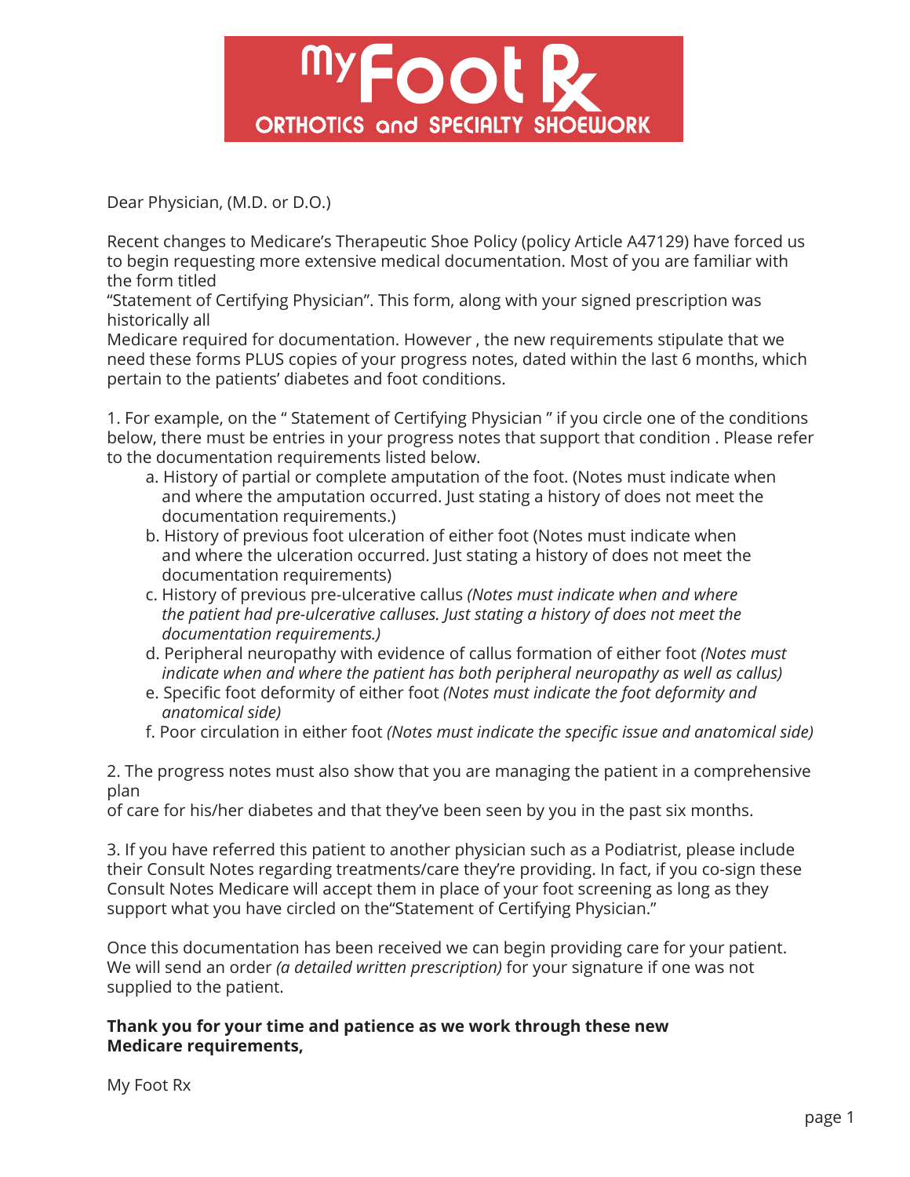# MyFoot Rx

**ORTHOTICS and SPECIALTY SHOEWORK**

Dear Physician, (M.D. or D.O.)

Recent changes to Medicare's Therapeutic Shoe Policy (policy Article A47129) have forced us to begin requesting more extensive medical documentation. Most of you are familiar with the form titled "Statement of Certifying Physician". This form, along with your signed prescription was historically all Medicare required for documentation. However , the new requirements stipulate that we need these forms PLUS copies of your progress notes, dated within the last 6 months, which pertain to the patients' diabetes and foot conditions.

1. For example, on the " Statement of Certifying Physician " if you circle one of the conditions below, there must be entries in your progress notes that support that condition . Please refer to the documentation requirements listed below.
   a. History of partial or complete amputation of the foot. (Notes must indicate when and where the amputation occurred. Just stating a history of does not meet the documentation requirements.)
   b. History of previous foot ulceration of either foot (Notes must indicate when and where the ulceration occurred. Just stating a history of does not meet the documentation requirements)
   c. History of previous pre-ulcerative callus *(Notes must indicate when and where the patient had pre-ulcerative calluses. Just stating a history of does not meet the documentation requirements.)*
   d. Peripheral neuropathy with evidence of callus formation of either foot *(Notes must indicate when and where the patient has both peripheral neuropathy as well as callus)*
   e. Specific foot deformity of either foot *(Notes must indicate the foot deformity and anatomical side)*
   f. Poor circulation in either foot *(Notes must indicate the specific issue and anatomical side)*

2. The progress notes must also show that you are managing the patient in a comprehensive plan of care for his/her diabetes and that they've been seen by you in the past six months.

3. If you have referred this patient to another physician such as a Podiatrist, please include their Consult Notes regarding treatments/care they're providing. In fact, if you co-sign these Consult Notes Medicare will accept them in place of your foot screening as long as they support what you have circled on the"Statement of Certifying Physician."

Once this documentation has been received we can begin providing care for your patient. We will send an order *(a detailed written prescription)* for your signature if one was not supplied to the patient.

**Thank you for your time and patience as we work through these new Medicare requirements,**

My Foot Rx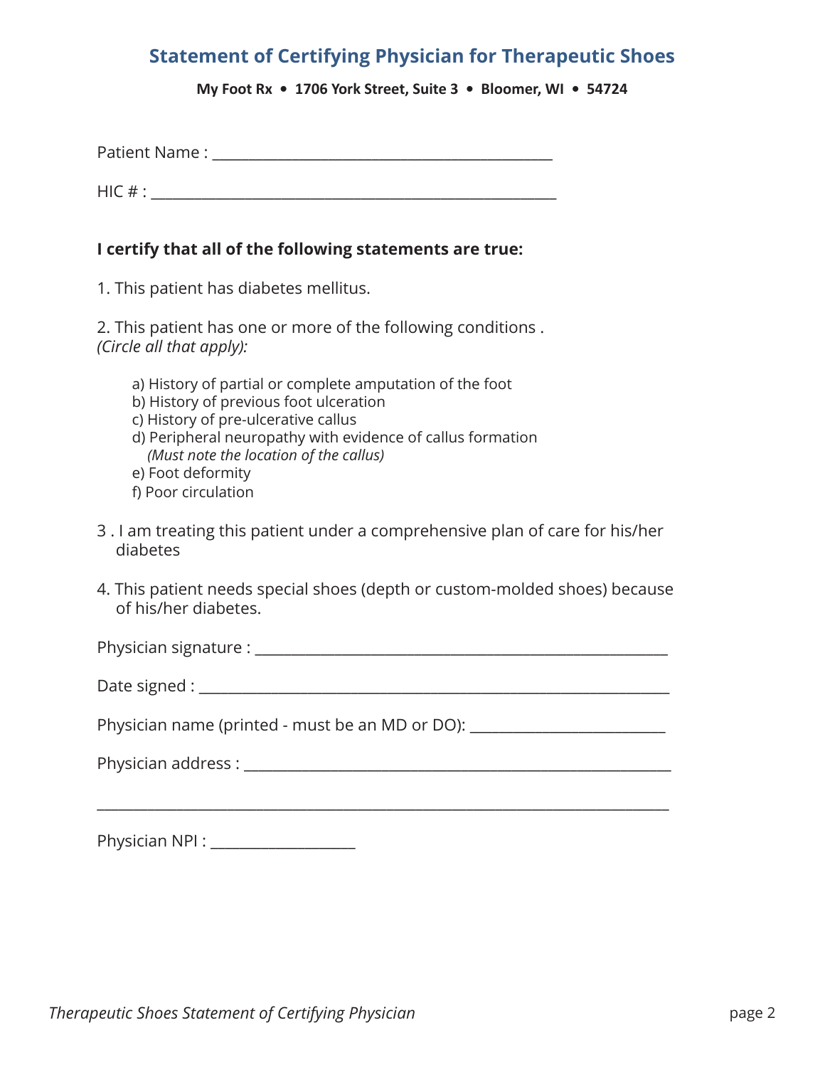# Statement of Certifying Physician for Therapeutic Shoes

**My Foot Rx • 1706 York Street, Suite 3 • Bloomer, WI • 54724**

Patient Name : ___________________________________________

HIC # : ____________________________________________________

**I certify that all of the following statements are true:**

1. This patient has diabetes mellitus.

2. This patient has one or more of the following conditions .
*(Circle all that apply):*

   a) History of partial or complete amputation of the foot
   b) History of previous foot ulceration
   c) History of pre-ulcerative callus
   d) Peripheral neuropathy with evidence of callus formation
      *(Must note the location of the callus)*
   e) Foot deformity
   f) Poor circulation

3 . I am treating this patient under a comprehensive plan of care for his/her diabetes

4. This patient needs special shoes (depth or custom-molded shoes) because of his/her diabetes.

Physician signature : _____________________________________________________

Date signed : ____________________________________________________________

Physician name (printed - must be an MD or DO): _________________________

Physician address : ______________________________________________________

_________________________________________________________________________

Physician NPI : __________________